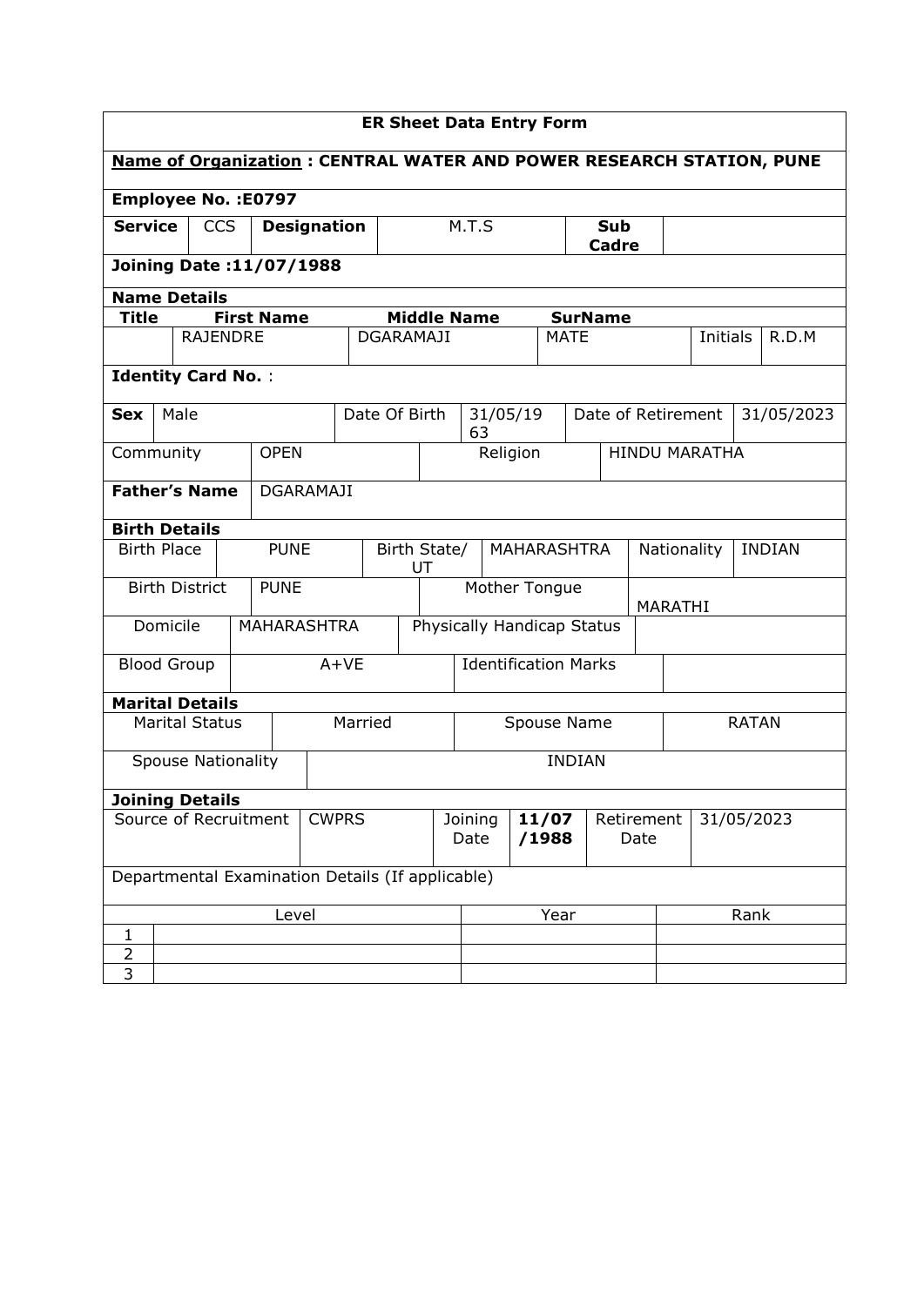# ER Sheet Data Entry Form

**Name of Organization : CENTRAL WATER AND POWER RESEARCH STATION, PUNE**

**Employee No. :E0797**

| **Service** | CCS | **Designation** | M.T.S | **Sub Cadre** | |
|---|---|---|---|---|---|

**Joining Date :11/07/1988**

**Name Details**

| **Title** | **First Name** | **Middle Name** | **SurName** | | |
|---|---|---|---|---|---|
| | RAJENDRE | DGARAMAJI | MATE | Initials | R.D.M |

**Identity Card No.** :

| **Sex** | Male | Date Of Birth | 31/05/1963 | Date of Retirement | 31/05/2023 |
|---|---|---|---|---|---|
| Community | OPEN | Religion | HINDU MARATHA | | |

| **Father's Name** | DGARAMAJI |
|---|---|

**Birth Details**

| Birth Place | PUNE | Birth State/ UT | MAHARASHTRA | Nationality | INDIAN |
|---|---|---|---|---|---|
| Birth District | PUNE | Mother Tongue | MARATHI | | |
| Domicile | MAHARASHTRA | Physically Handicap Status | | | |
| Blood Group | A+VE | Identification Marks | | | |

**Marital Details**

| Marital Status | Married | Spouse Name | RATAN |
|---|---|---|---|
| Spouse Nationality | INDIAN | | |

**Joining Details**

| Source of Recruitment | CWPRS | Joining Date | **11/07/1988** | Retirement Date | 31/05/2023 |
|---|---|---|---|---|---|

Departmental Examination Details (If applicable)

| | Level | Year | Rank |
|---|---|---|---|
| 1 | | | |
| 2 | | | |
| 3 | | | |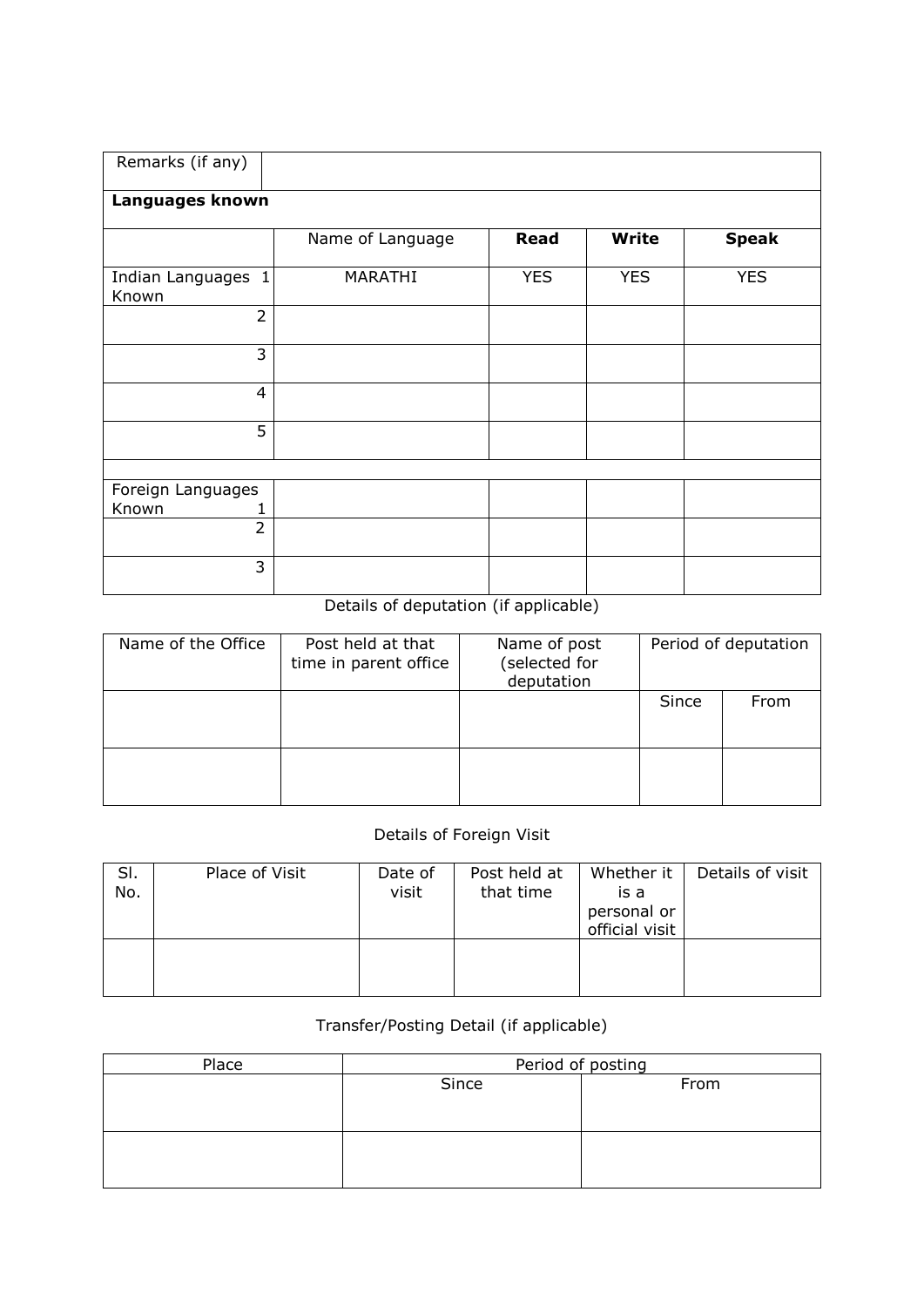| Remarks (if any) | | | | |
|---|---|---|---|---|
| **Languages known** | | | | |
| | Name of Language | **Read** | **Write** | **Speak** |
| Indian Languages Known 1 | MARATHI | YES | YES | YES |
| 2 | | | | |
| 3 | | | | |
| 4 | | | | |
| 5 | | | | |
| | | | | |
| Foreign Languages Known 1 | | | | |
| 2 | | | | |
| 3 | | | | |

Details of deputation (if applicable)

| Name of the Office | Post held at that time in parent office | Name of post (selected for deputation | Period of deputation | |
|---|---|---|---|---|
| | | | Since | From |
| | | | | |

Details of Foreign Visit

| Sl. No. | Place of Visit | Date of visit | Post held at that time | Whether it is a personal or official visit | Details of visit |
|---|---|---|---|---|---|
| | | | | | |

Transfer/Posting Detail (if applicable)

| Place | Period of posting | |
|---|---|---|
| | Since | From |
| | | |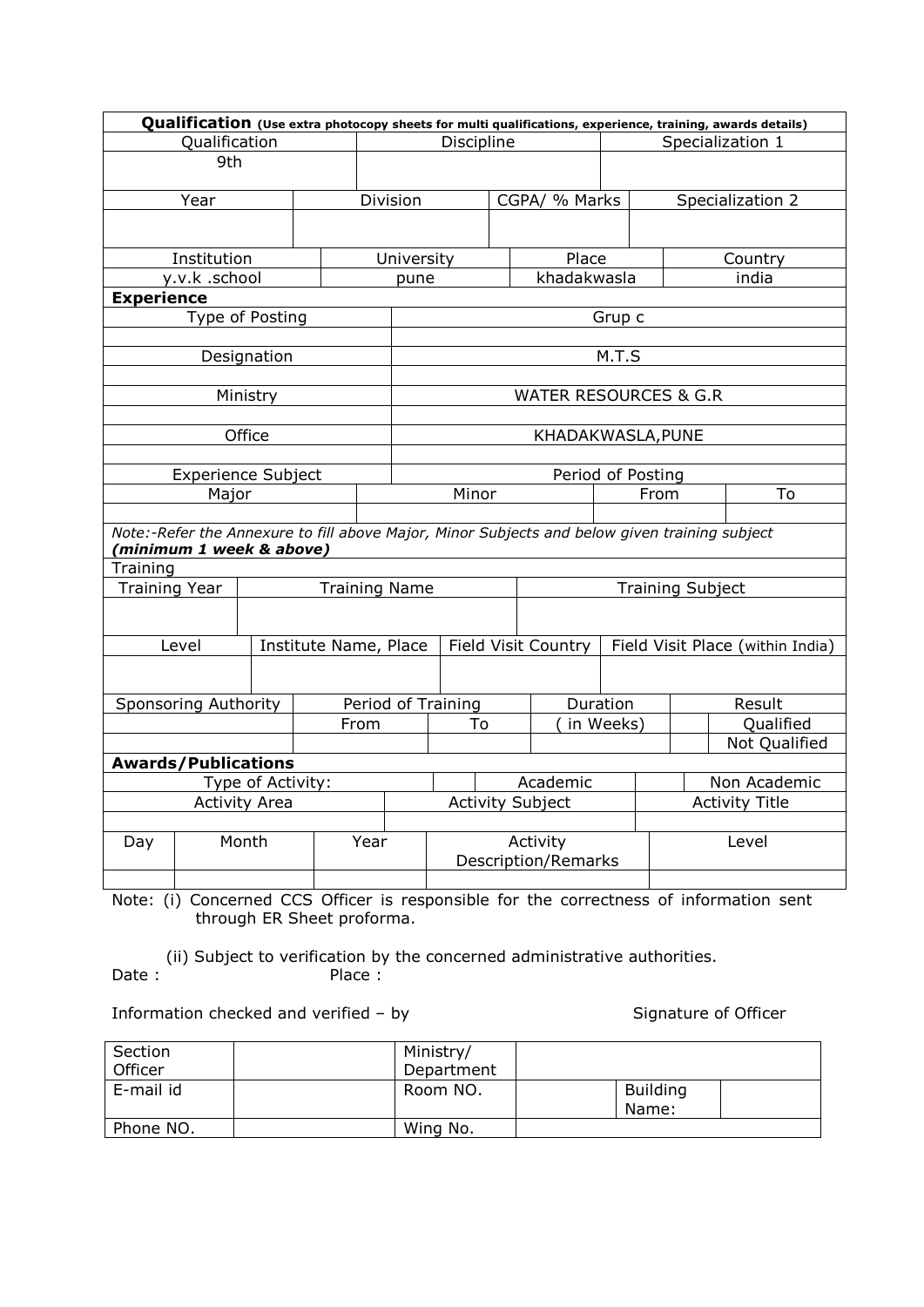**Qualification** (Use extra photocopy sheets for multi qualifications, experience, training, awards details)

| Qualification | Discipline | Specialization 1 |
|---|---|---|
| 9th | | |

| Year | Division | CGPA/ % Marks | Specialization 2 |
|---|---|---|---|
| | | | |

| Institution | University | Place | Country |
|---|---|---|---|
| y.v.k .school | pune | khadakwasla | india |

**Experience**

| | |
|---|---|
| Type of Posting | Grup c |
| Designation | M.T.S |
| Ministry | WATER RESOURCES & G.R |
| Office | KHADAKWASLA,PUNE |
| Experience Subject | Period of Posting |

| Major | Minor | From | To |
|---|---|---|---|
| | | | |

*Note:-Refer the Annexure to fill above Major, Minor Subjects and below given training subject* ***(minimum 1 week & above)***

Training

| Training Year | Training Name | Training Subject |
|---|---|---|
| | | |

| Level | Institute Name, Place | Field Visit Country | Field Visit Place (within India) |
|---|---|---|---|
| | | | |

| Sponsoring Authority | Period of Training | | Duration | | Result |
|---|---|---|---|---|---|
| | From | To | ( in Weeks) | | Qualified |
| | | | | | Not Qualified |

**Awards/Publications**

| Type of Activity: | | Academic | | Non Academic |
|---|---|---|---|---|

| Activity Area | Activity Subject | Activity Title |
|---|---|---|
| | | |

| Day | Month | Year | Activity Description/Remarks | Level |
|---|---|---|---|---|
| | | | | |

Note: (i) Concerned CCS Officer is responsible for the correctness of information sent through ER Sheet proforma.

(ii) Subject to verification by the concerned administrative authorities.

Date : Place :

Information checked and verified – by Signature of Officer

| | | | | | |
|---|---|---|---|---|---|
| Section Officer | | Ministry/ Department | | | |
| E-mail id | | Room NO. | | Building Name: | |
| Phone NO. | | Wing No. | | | |